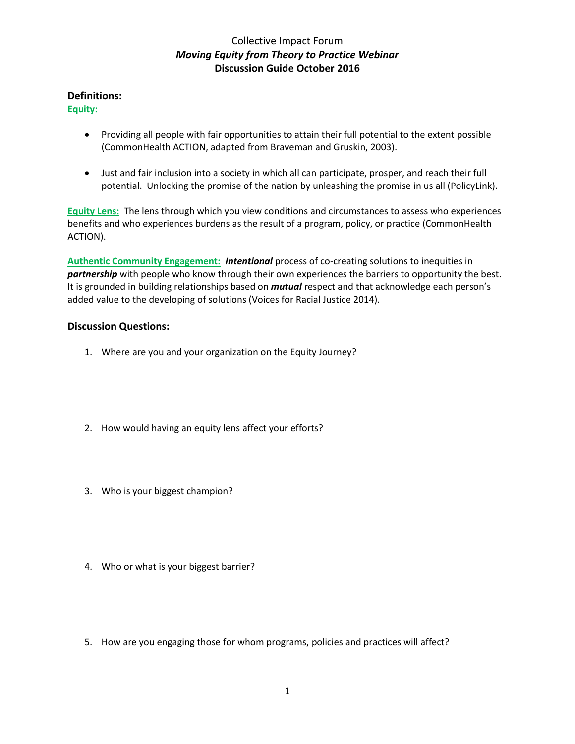# Collective Impact Forum
## *Moving Equity from Theory to Practice Webinar*
## **Discussion Guide October 2016**

### Definitions:

**Equity:**

- Providing all people with fair opportunities to attain their full potential to the extent possible (CommonHealth ACTION, adapted from Braveman and Gruskin, 2003).
- Just and fair inclusion into a society in which all can participate, prosper, and reach their full potential. Unlocking the promise of the nation by unleashing the promise in us all (PolicyLink).

**Equity Lens:** The lens through which you view conditions and circumstances to assess who experiences benefits and who experiences burdens as the result of a program, policy, or practice (CommonHealth ACTION).

**Authentic Community Engagement:** ***Intentional*** process of co-creating solutions to inequities in ***partnership*** with people who know through their own experiences the barriers to opportunity the best. It is grounded in building relationships based on ***mutual*** respect and that acknowledge each person's added value to the developing of solutions (Voices for Racial Justice 2014).

### Discussion Questions:

1. Where are you and your organization on the Equity Journey?
2. How would having an equity lens affect your efforts?
3. Who is your biggest champion?
4. Who or what is your biggest barrier?
5. How are you engaging those for whom programs, policies and practices will affect?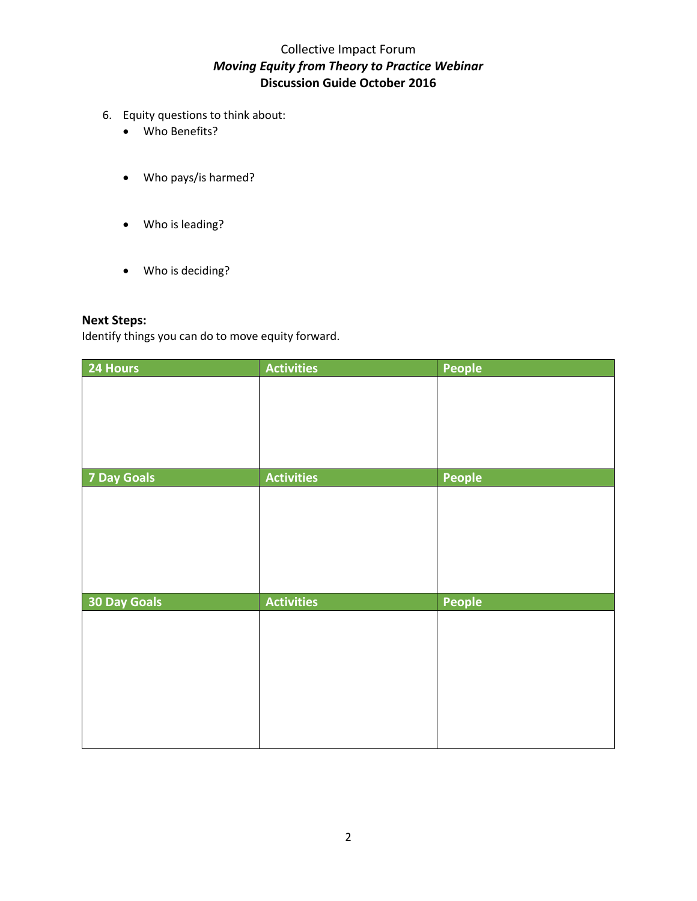Collective Impact Forum
***Moving Equity from Theory to Practice Webinar***
**Discussion Guide October 2016**

6. Equity questions to think about:
   - Who Benefits?
   - Who pays/is harmed?
   - Who is leading?
   - Who is deciding?

**Next Steps:**
Identify things you can do to move equity forward.

| 24 Hours | Activities | People |
|---|---|---|
| | | |
| **7 Day Goals** | **Activities** | **People** |
| | | |
| **30 Day Goals** | **Activities** | **People** |
| | | |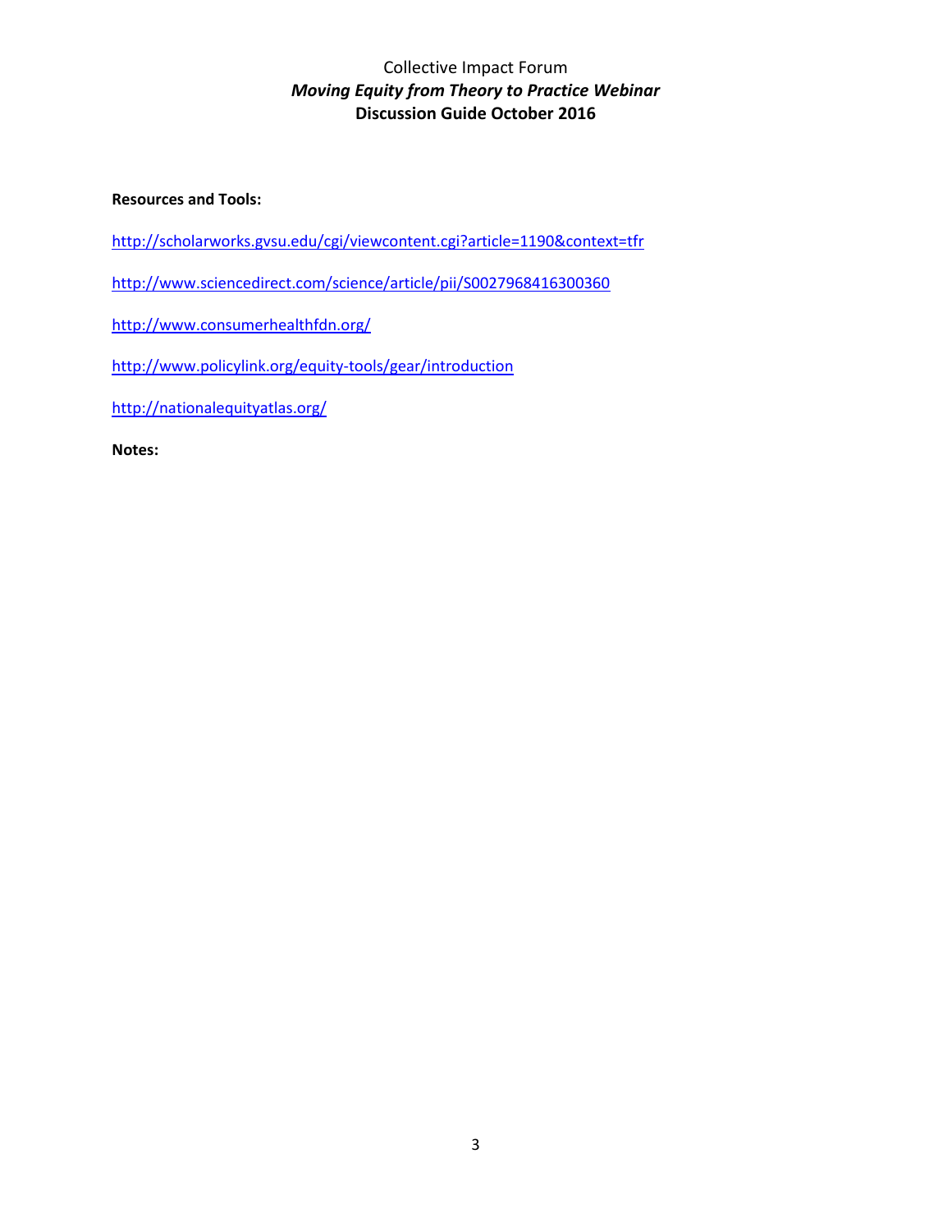Collective Impact Forum

***Moving Equity from Theory to Practice Webinar***

**Discussion Guide October 2016**

**Resources and Tools:**

http://scholarworks.gvsu.edu/cgi/viewcontent.cgi?article=1190&context=tfr

http://www.sciencedirect.com/science/article/pii/S0027968416300360

http://www.consumerhealthfdn.org/

http://www.policylink.org/equity-tools/gear/introduction

http://nationalequityatlas.org/

**Notes:**